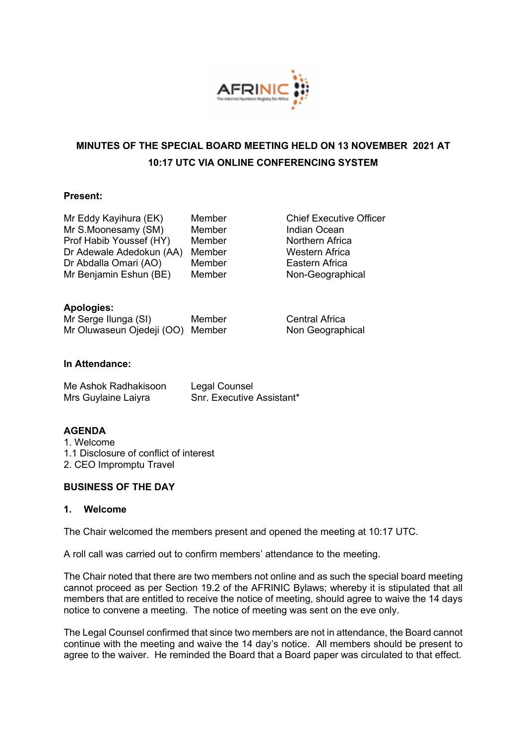## MINUTES OF THE SPECIAL BOARD MEETING HELD ON 13 NOVEMBER 2021 AT 10:17 UTC VIA ONLINE CONFERENCING SYSTEM

**Present:**

| | | |
|---|---|---|
| Mr Eddy Kayihura (EK) | Member | Chief Executive Officer |
| Mr S.Moonesamy (SM) | Member | Indian Ocean |
| Prof Habib Youssef (HY) | Member | Northern Africa |
| Dr Adewale Adedokun (AA) | Member | Western Africa |
| Dr Abdalla Omari (AO) | Member | Eastern Africa |
| Mr Benjamin Eshun (BE) | Member | Non-Geographical |

**Apologies:**

| | | |
|---|---|---|
| Mr Serge Ilunga (SI) | Member | Central Africa |
| Mr Oluwaseun Ojedeji (OO) | Member | Non Geographical |

**In Attendance:**

| | |
|---|---|
| Me Ashok Radhakisoon | Legal Counsel |
| Mrs Guylaine Laiyra | Snr. Executive Assistant* |

**AGENDA**

1. Welcome
1.1 Disclosure of conflict of interest
2. CEO Impromptu Travel

**BUSINESS OF THE DAY**

**1. Welcome**

The Chair welcomed the members present and opened the meeting at 10:17 UTC.

A roll call was carried out to confirm members' attendance to the meeting.

The Chair noted that there are two members not online and as such the special board meeting cannot proceed as per Section 19.2 of the AFRINIC Bylaws; whereby it is stipulated that all members that are entitled to receive the notice of meeting, should agree to waive the 14 days notice to convene a meeting. The notice of meeting was sent on the eve only.

The Legal Counsel confirmed that since two members are not in attendance, the Board cannot continue with the meeting and waive the 14 day's notice. All members should be present to agree to the waiver. He reminded the Board that a Board paper was circulated to that effect.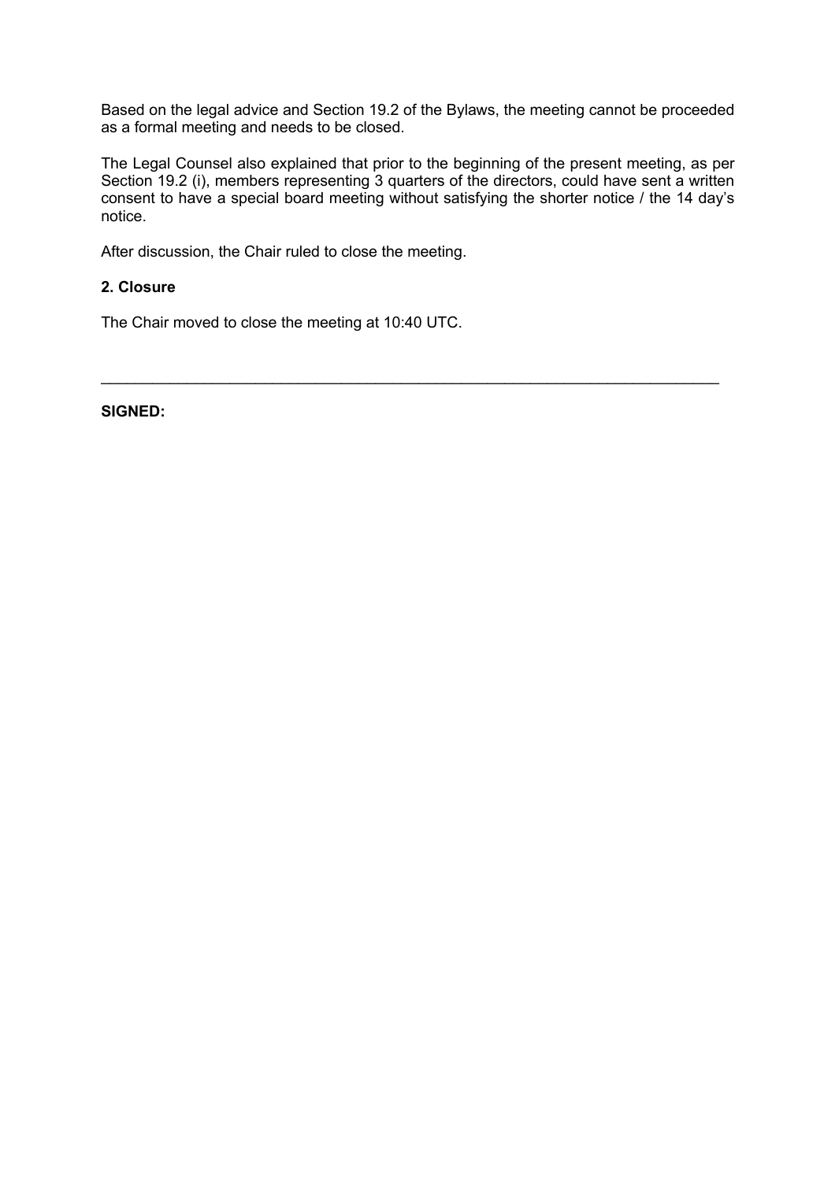Based on the legal advice and Section 19.2 of the Bylaws, the meeting cannot be proceeded as a formal meeting and needs to be closed.

The Legal Counsel also explained that prior to the beginning of the present meeting, as per Section 19.2 (i), members representing 3 quarters of the directors, could have sent a written consent to have a special board meeting without satisfying the shorter notice / the 14 day's notice.

After discussion, the Chair ruled to close the meeting.

**2. Closure**

The Chair moved to close the meeting at 10:40 UTC.

---

**SIGNED:**